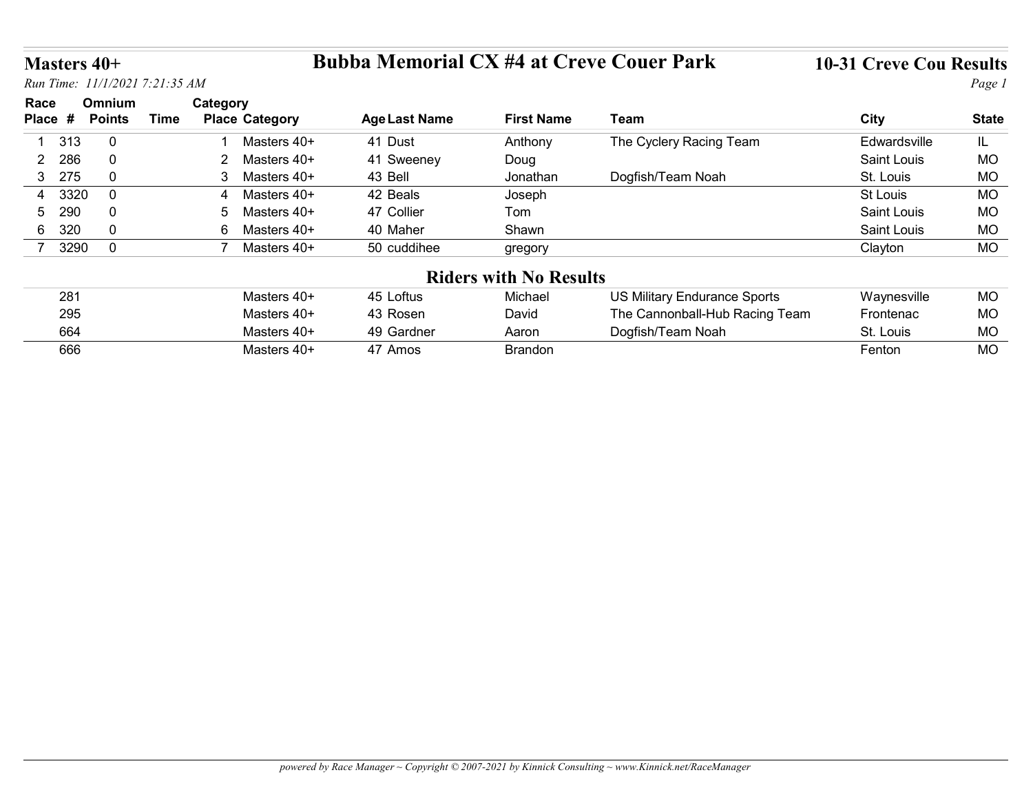# Bubba Memorial CX #4 at Creve Couer Park

**Masters 40+**

*Run Time: 11/1/2021 7:21:35 AM*

**10-31 Creve Cou Results**

| Race Place | # | Omnium Points | Time | Category Place | Category | Age | Last Name | First Name | Team | City | State |
|---|---|---|---|---|---|---|---|---|---|---|---|
| 1 | 313 | 0 | | 1 | Masters 40+ | 41 | Dust | Anthony | The Cyclery Racing Team | Edwardsville | IL |
| 2 | 286 | 0 | | 2 | Masters 40+ | 41 | Sweeney | Doug | | Saint Louis | MO |
| 3 | 275 | 0 | | 3 | Masters 40+ | 43 | Bell | Jonathan | Dogfish/Team Noah | St. Louis | MO |
| 4 | 3320 | 0 | | 4 | Masters 40+ | 42 | Beals | Joseph | | St Louis | MO |
| 5 | 290 | 0 | | 5 | Masters 40+ | 47 | Collier | Tom | | Saint Louis | MO |
| 6 | 320 | 0 | | 6 | Masters 40+ | 40 | Maher | Shawn | | Saint Louis | MO |
| 7 | 3290 | 0 | | 7 | Masters 40+ | 50 | cuddihee | gregory | | Clayton | MO |

## Riders with No Results

| # | Category | Age | Last Name | First Name | Team | City | State |
|---|---|---|---|---|---|---|---|
| 281 | Masters 40+ | 45 | Loftus | Michael | US Military Endurance Sports | Waynesville | MO |
| 295 | Masters 40+ | 43 | Rosen | David | The Cannonball-Hub Racing Team | Frontenac | MO |
| 664 | Masters 40+ | 49 | Gardner | Aaron | Dogfish/Team Noah | St. Louis | MO |
| 666 | Masters 40+ | 47 | Amos | Brandon | | Fenton | MO |

*powered by Race Manager ~ Copyright © 2007-2021 by Kinnick Consulting ~ www.Kinnick.net/RaceManager*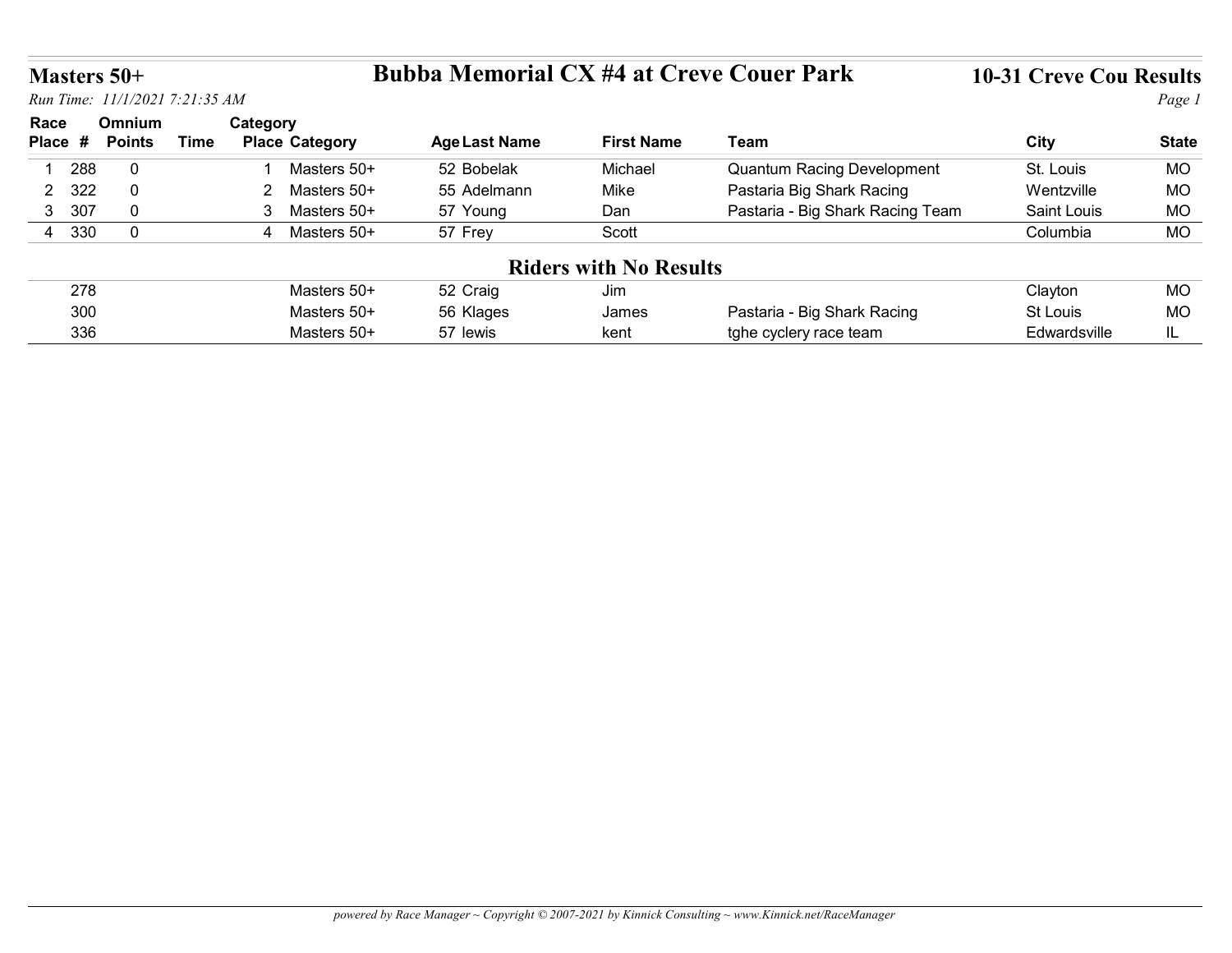## Masters 50+

## Bubba Memorial CX #4 at Creve Couer Park

## 10-31 Creve Cou Results

*Run Time: 11/1/2021 7:21:35 AM*

| Race Place | # | Omnium Points | Time | Category Place | Category | Age | Last Name | First Name | Team | City | State |
|---|---|---|---|---|---|---|---|---|---|---|---|
| 1 | 288 | 0 | | 1 | Masters 50+ | 52 | Bobelak | Michael | Quantum Racing Development | St. Louis | MO |
| 2 | 322 | 0 | | 2 | Masters 50+ | 55 | Adelmann | Mike | Pastaria Big Shark Racing | Wentzville | MO |
| 3 | 307 | 0 | | 3 | Masters 50+ | 57 | Young | Dan | Pastaria - Big Shark Racing Team | Saint Louis | MO |
| 4 | 330 | 0 | | 4 | Masters 50+ | 57 | Frey | Scott | | Columbia | MO |

### Riders with No Results

| Race Place | # | Omnium Points | Time | Category Place | Category | Age | Last Name | First Name | Team | City | State |
|---|---|---|---|---|---|---|---|---|---|---|---|
| | 278 | | | | Masters 50+ | 52 | Craig | Jim | | Clayton | MO |
| | 300 | | | | Masters 50+ | 56 | Klages | James | Pastaria - Big Shark Racing | St Louis | MO |
| | 336 | | | | Masters 50+ | 57 | lewis | kent | tghe cyclery race team | Edwardsville | IL |

*powered by Race Manager ~ Copyright © 2007-2021 by Kinnick Consulting ~ www.Kinnick.net/RaceManager*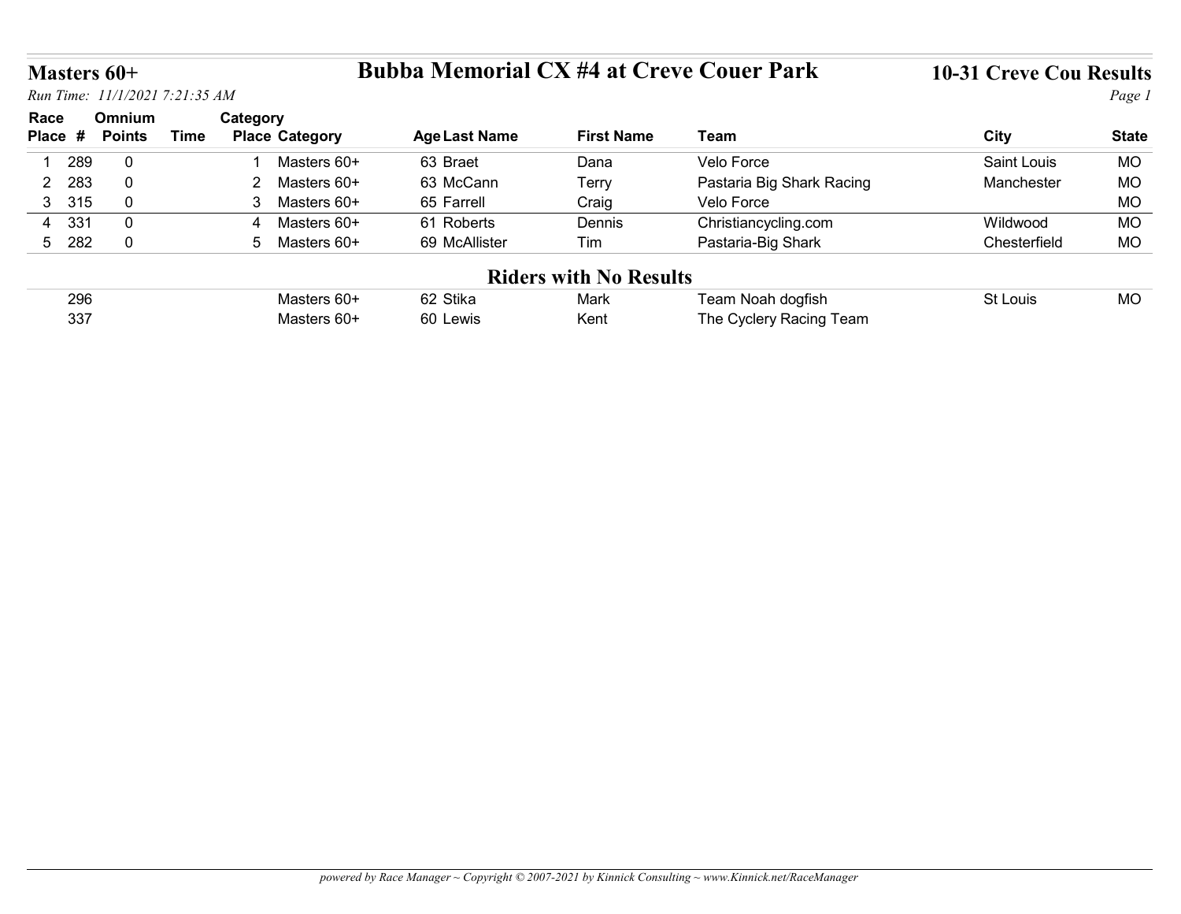# Masters 60+

## Bubba Memorial CX #4 at Creve Couer Park

## 10-31 Creve Cou Results

*Run Time: 11/1/2021 7:21:35 AM*

| Race Place | # | Omnium Points | Time | Category Place | Category | Age | Last Name | First Name | Team | City | State |
|---|---|---|---|---|---|---|---|---|---|---|---|
| 1 | 289 | 0 | | 1 | Masters 60+ | 63 | Braet | Dana | Velo Force | Saint Louis | MO |
| 2 | 283 | 0 | | 2 | Masters 60+ | 63 | McCann | Terry | Pastaria Big Shark Racing | Manchester | MO |
| 3 | 315 | 0 | | 3 | Masters 60+ | 65 | Farrell | Craig | Velo Force | | MO |
| 4 | 331 | 0 | | 4 | Masters 60+ | 61 | Roberts | Dennis | Christiancycling.com | Wildwood | MO |
| 5 | 282 | 0 | | 5 | Masters 60+ | 69 | McAllister | Tim | Pastaria-Big Shark | Chesterfield | MO |

### Riders with No Results

| Race Place | # | Omnium Points | Time | Category Place | Category | Age | Last Name | First Name | Team | City | State |
|---|---|---|---|---|---|---|---|---|---|---|---|
| | 296 | | | | Masters 60+ | 62 | Stika | Mark | Team Noah dogfish | St Louis | MO |
| | 337 | | | | Masters 60+ | 60 | Lewis | Kent | The Cyclery Racing Team | | |

*powered by Race Manager ~ Copyright © 2007-2021 by Kinnick Consulting ~ www.Kinnick.net/RaceManager*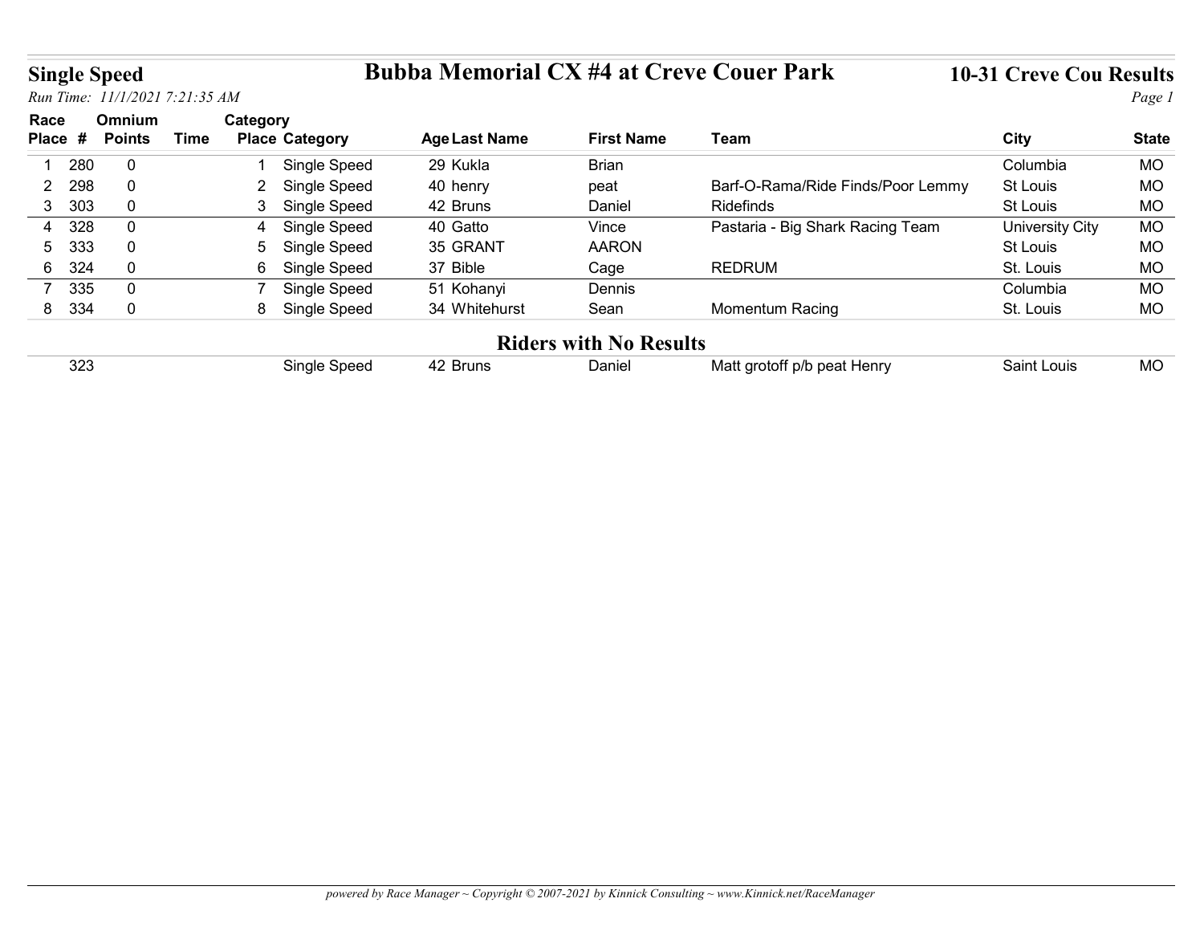# Bubba Memorial CX #4 at Creve Couer Park

## Single Speed

*Run Time: 11/1/2021 7:21:35 AM*

**10-31 Creve Cou Results**

| Race Place | # | Omnium Points | Time | Category Place | Category | Age | Last Name | First Name | Team | City | State |
|---|---|---|---|---|---|---|---|---|---|---|---|
| 1 | 280 | 0 | | 1 | Single Speed | 29 | Kukla | Brian | | Columbia | MO |
| 2 | 298 | 0 | | 2 | Single Speed | 40 | henry | peat | Barf-O-Rama/Ride Finds/Poor Lemmy | St Louis | MO |
| 3 | 303 | 0 | | 3 | Single Speed | 42 | Bruns | Daniel | Ridefinds | St Louis | MO |
| 4 | 328 | 0 | | 4 | Single Speed | 40 | Gatto | Vince | Pastaria - Big Shark Racing Team | University City | MO |
| 5 | 333 | 0 | | 5 | Single Speed | 35 | GRANT | AARON | | St Louis | MO |
| 6 | 324 | 0 | | 6 | Single Speed | 37 | Bible | Cage | REDRUM | St. Louis | MO |
| 7 | 335 | 0 | | 7 | Single Speed | 51 | Kohanyi | Dennis | | Columbia | MO |
| 8 | 334 | 0 | | 8 | Single Speed | 34 | Whitehurst | Sean | Momentum Racing | St. Louis | MO |

### Riders with No Results

| # | Category | Age | Last Name | First Name | Team | City | State |
|---|---|---|---|---|---|---|---|
| 323 | Single Speed | 42 | Bruns | Daniel | Matt grotoff p/b peat Henry | Saint Louis | MO |

*powered by Race Manager ~ Copyright © 2007-2021 by Kinnick Consulting ~ www.Kinnick.net/RaceManager*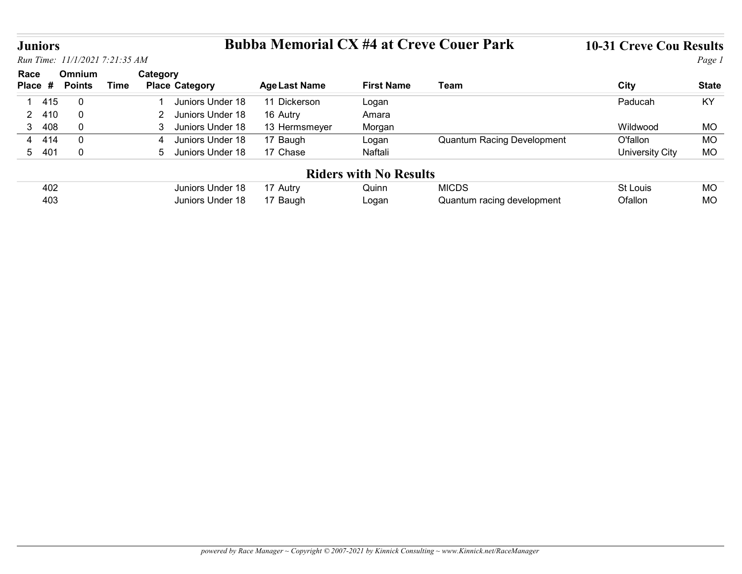# Juniors

## Bubba Memorial CX #4 at Creve Couer Park

### 10-31 Creve Cou Results

*Run Time: 11/1/2021 7:21:35 AM*

| Race Place | # | Omnium Points | Time | Category Place | Category | Age | Last Name | First Name | Team | City | State |
|---|---|---|---|---|---|---|---|---|---|---|---|
| 1 | 415 | 0 | | 1 | Juniors Under 18 | 11 | Dickerson | Logan | | Paducah | KY |
| 2 | 410 | 0 | | 2 | Juniors Under 18 | 16 | Autry | Amara | | | |
| 3 | 408 | 0 | | 3 | Juniors Under 18 | 13 | Hermsmeyer | Morgan | | Wildwood | MO |
| 4 | 414 | 0 | | 4 | Juniors Under 18 | 17 | Baugh | Logan | Quantum Racing Development | O'fallon | MO |
| 5 | 401 | 0 | | 5 | Juniors Under 18 | 17 | Chase | Naftali | | University City | MO |

## Riders with No Results

| # | Category | Age | Last Name | First Name | Team | City | State |
|---|---|---|---|---|---|---|---|
| 402 | Juniors Under 18 | 17 | Autry | Quinn | MICDS | St Louis | MO |
| 403 | Juniors Under 18 | 17 | Baugh | Logan | Quantum racing development | Ofallon | MO |

*powered by Race Manager ~ Copyright © 2007-2021 by Kinnick Consulting ~ www.Kinnick.net/RaceManager*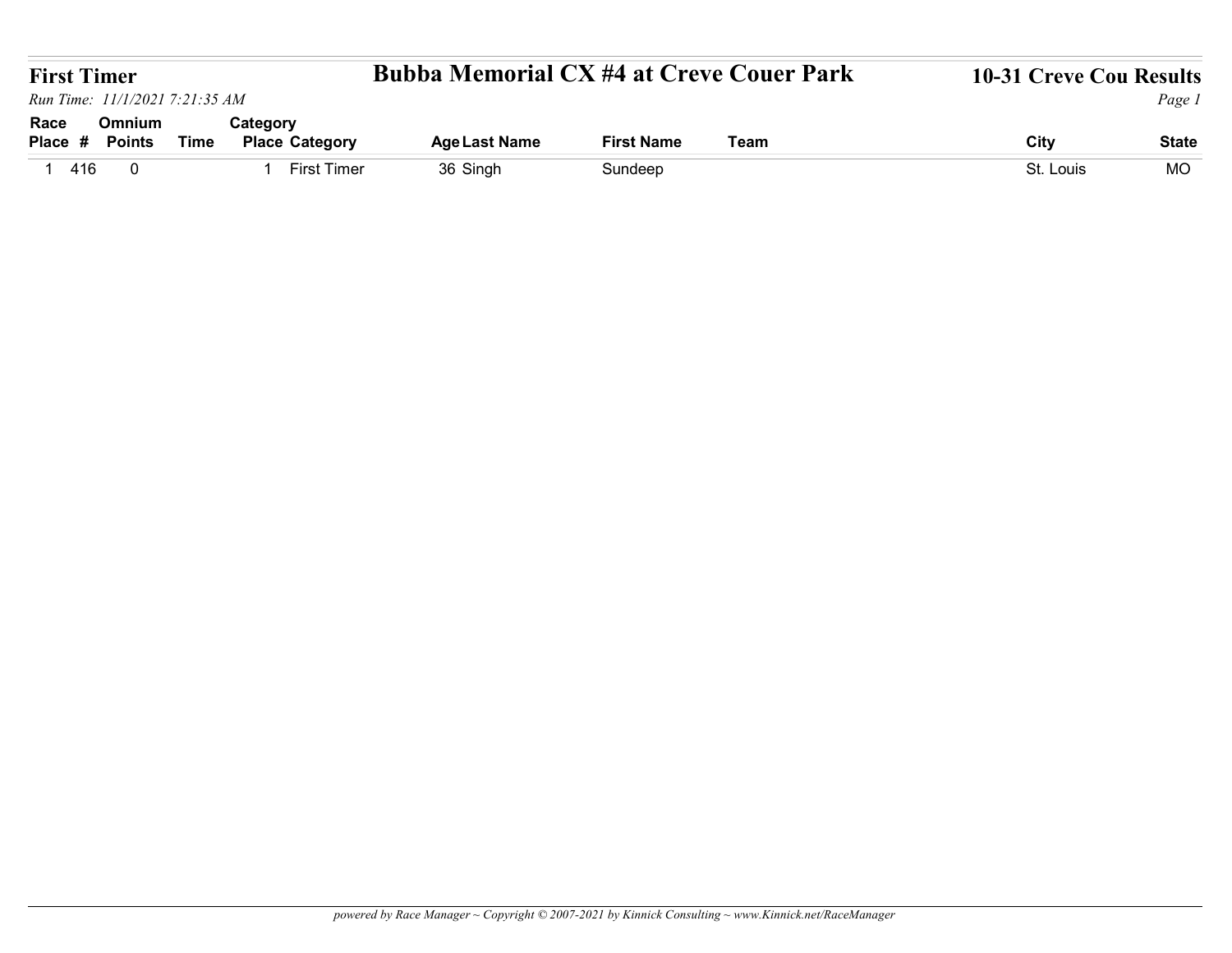## First Timer

# Bubba Memorial CX #4 at Creve Couer Park

## 10-31 Creve Cou Results

*Run Time: 11/1/2021 7:21:35 AM*

| Race Place | # | Omnium Points | Time | Category Place | Category | Age | Last Name | First Name | Team | City | State |
|---|---|---|---|---|---|---|---|---|---|---|---|
| 1 | 416 | 0 | | 1 | First Timer | 36 | Singh | Sundeep | | St. Louis | MO |

*powered by Race Manager ~ Copyright © 2007-2021 by Kinnick Consulting ~ www.Kinnick.net/RaceManager*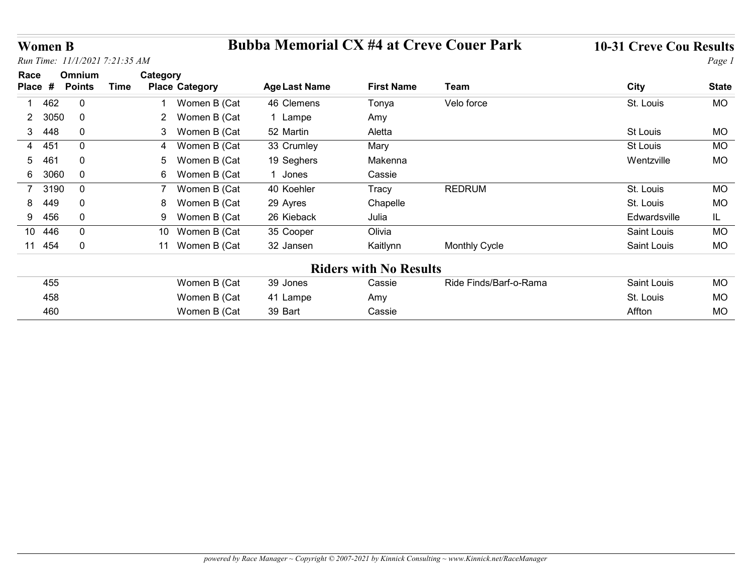# Women B

## Bubba Memorial CX #4 at Creve Couer Park

**10-31 Creve Cou Results**

*Run Time: 11/1/2021 7:21:35 AM*

| Race Place | # | Omnium Points | Time | Category Place | Category | Age | Last Name | First Name | Team | City | State |
|---|---|---|---|---|---|---|---|---|---|---|---|
| 1 | 462 | 0 | | 1 | Women B (Cat | 46 | Clemens | Tonya | Velo force | St. Louis | MO |
| 2 | 3050 | 0 | | 2 | Women B (Cat | 1 | Lampe | Amy | | | |
| 3 | 448 | 0 | | 3 | Women B (Cat | 52 | Martin | Aletta | | St Louis | MO |
| 4 | 451 | 0 | | 4 | Women B (Cat | 33 | Crumley | Mary | | St Louis | MO |
| 5 | 461 | 0 | | 5 | Women B (Cat | 19 | Seghers | Makenna | | Wentzville | MO |
| 6 | 3060 | 0 | | 6 | Women B (Cat | 1 | Jones | Cassie | | | |
| 7 | 3190 | 0 | | 7 | Women B (Cat | 40 | Koehler | Tracy | REDRUM | St. Louis | MO |
| 8 | 449 | 0 | | 8 | Women B (Cat | 29 | Ayres | Chapelle | | St. Louis | MO |
| 9 | 456 | 0 | | 9 | Women B (Cat | 26 | Kieback | Julia | | Edwardsville | IL |
| 10 | 446 | 0 | | 10 | Women B (Cat | 35 | Cooper | Olivia | | Saint Louis | MO |
| 11 | 454 | 0 | | 11 | Women B (Cat | 32 | Jansen | Kaitlynn | Monthly Cycle | Saint Louis | MO |

### Riders with No Results

| # | Category | Age | Last Name | First Name | Team | City | State |
|---|---|---|---|---|---|---|---|
| 455 | Women B (Cat | 39 | Jones | Cassie | Ride Finds/Barf-o-Rama | Saint Louis | MO |
| 458 | Women B (Cat | 41 | Lampe | Amy | | St. Louis | MO |
| 460 | Women B (Cat | 39 | Bart | Cassie | | Affton | MO |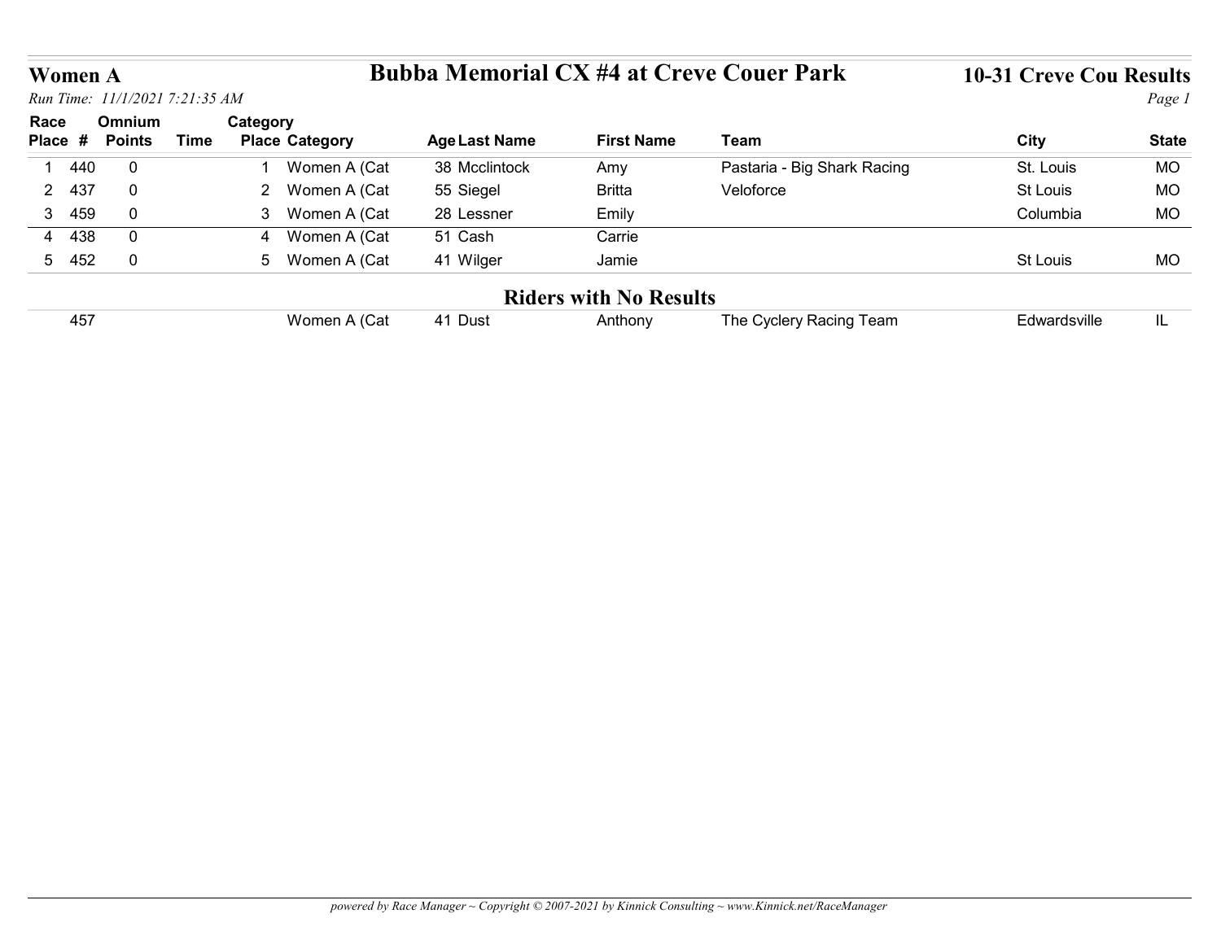## Women A

## Bubba Memorial CX #4 at Creve Couer Park

## 10-31 Creve Cou Results

*Run Time: 11/1/2021 7:21:35 AM*

| Race Place | # | Omnium Points | Time | Category Place | Category | Age | Last Name | First Name | Team | City | State |
|---|---|---|---|---|---|---|---|---|---|---|---|
| 1 | 440 | 0 | | 1 | Women A (Cat | 38 | Mcclintock | Amy | Pastaria - Big Shark Racing | St. Louis | MO |
| 2 | 437 | 0 | | 2 | Women A (Cat | 55 | Siegel | Britta | Veloforce | St Louis | MO |
| 3 | 459 | 0 | | 3 | Women A (Cat | 28 | Lessner | Emily | | Columbia | MO |
| 4 | 438 | 0 | | 4 | Women A (Cat | 51 | Cash | Carrie | | | |
| 5 | 452 | 0 | | 5 | Women A (Cat | 41 | Wilger | Jamie | | St Louis | MO |

### Riders with No Results

| Race Place | # | Omnium Points | Time | Category Place | Category | Age | Last Name | First Name | Team | City | State |
|---|---|---|---|---|---|---|---|---|---|---|---|
| | 457 | | | | Women A (Cat | 41 | Dust | Anthony | The Cyclery Racing Team | Edwardsville | IL |

*powered by Race Manager ~ Copyright © 2007-2021 by Kinnick Consulting ~ www.Kinnick.net/RaceManager*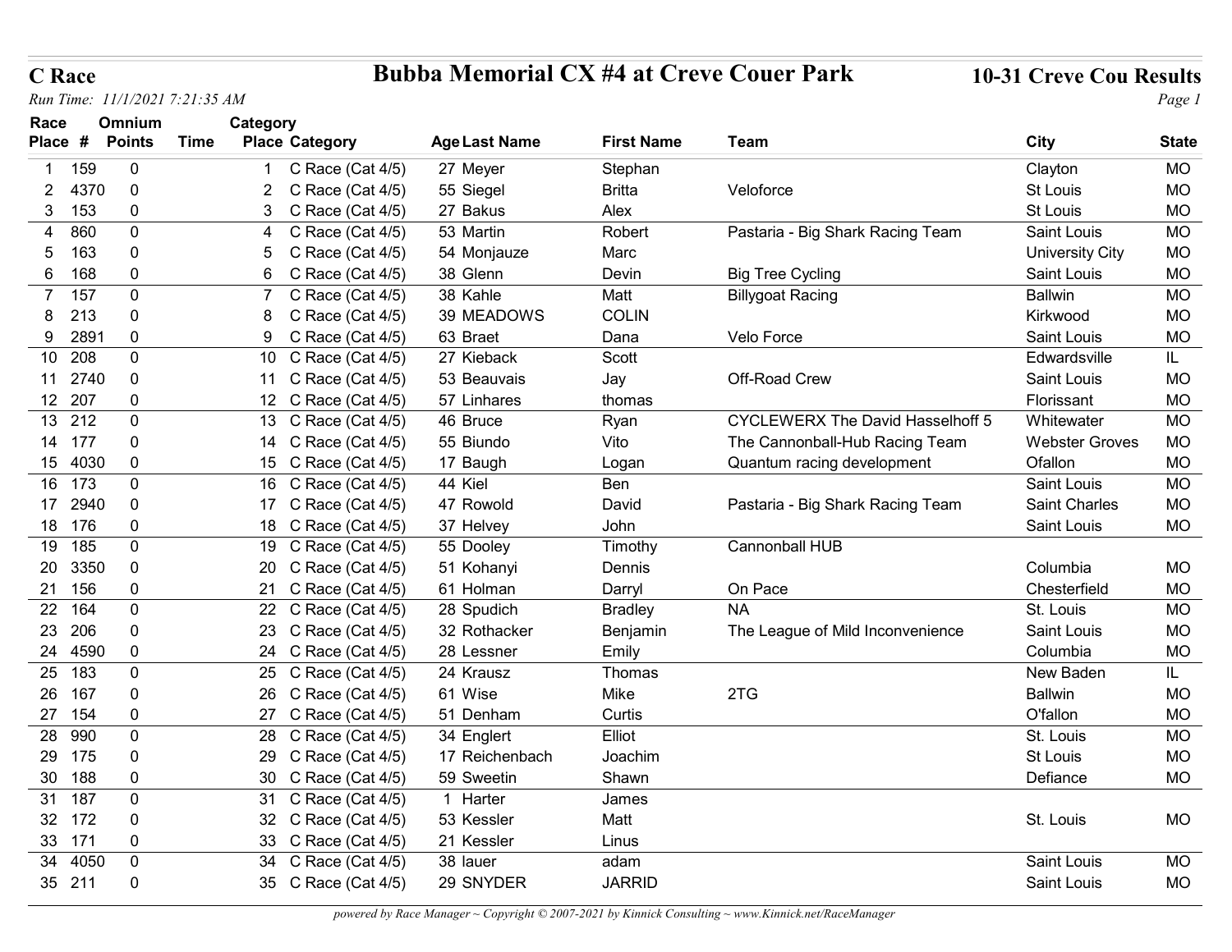# C Race

## Bubba Memorial CX #4 at Creve Couer Park

**10-31 Creve Cou Results**

*Run Time: 11/1/2021 7:21:35 AM*

| Race Place | # | Omnium Points | Time | Category Place | Category | Age | Last Name | First Name | Team | City | State |
|---|---|---|---|---|---|---|---|---|---|---|---|
| 1 | 159 | 0 | | 1 | C Race (Cat 4/5) | 27 | Meyer | Stephan | | Clayton | MO |
| 2 | 4370 | 0 | | 2 | C Race (Cat 4/5) | 55 | Siegel | Britta | Veloforce | St Louis | MO |
| 3 | 153 | 0 | | 3 | C Race (Cat 4/5) | 27 | Bakus | Alex | | St Louis | MO |
| 4 | 860 | 0 | | 4 | C Race (Cat 4/5) | 53 | Martin | Robert | Pastaria - Big Shark Racing Team | Saint Louis | MO |
| 5 | 163 | 0 | | 5 | C Race (Cat 4/5) | 54 | Monjauze | Marc | | University City | MO |
| 6 | 168 | 0 | | 6 | C Race (Cat 4/5) | 38 | Glenn | Devin | Big Tree Cycling | Saint Louis | MO |
| 7 | 157 | 0 | | 7 | C Race (Cat 4/5) | 38 | Kahle | Matt | Billygoat Racing | Ballwin | MO |
| 8 | 213 | 0 | | 8 | C Race (Cat 4/5) | 39 | MEADOWS | COLIN | | Kirkwood | MO |
| 9 | 2891 | 0 | | 9 | C Race (Cat 4/5) | 63 | Braet | Dana | Velo Force | Saint Louis | MO |
| 10 | 208 | 0 | | 10 | C Race (Cat 4/5) | 27 | Kieback | Scott | | Edwardsville | IL |
| 11 | 2740 | 0 | | 11 | C Race (Cat 4/5) | 53 | Beauvais | Jay | Off-Road Crew | Saint Louis | MO |
| 12 | 207 | 0 | | 12 | C Race (Cat 4/5) | 57 | Linhares | thomas | | Florissant | MO |
| 13 | 212 | 0 | | 13 | C Race (Cat 4/5) | 46 | Bruce | Ryan | CYCLEWERX The David Hasselhoff 5 | Whitewater | MO |
| 14 | 177 | 0 | | 14 | C Race (Cat 4/5) | 55 | Biundo | Vito | The Cannonball-Hub Racing Team | Webster Groves | MO |
| 15 | 4030 | 0 | | 15 | C Race (Cat 4/5) | 17 | Baugh | Logan | Quantum racing development | Ofallon | MO |
| 16 | 173 | 0 | | 16 | C Race (Cat 4/5) | 44 | Kiel | Ben | | Saint Louis | MO |
| 17 | 2940 | 0 | | 17 | C Race (Cat 4/5) | 47 | Rowold | David | Pastaria - Big Shark Racing Team | Saint Charles | MO |
| 18 | 176 | 0 | | 18 | C Race (Cat 4/5) | 37 | Helvey | John | | Saint Louis | MO |
| 19 | 185 | 0 | | 19 | C Race (Cat 4/5) | 55 | Dooley | Timothy | Cannonball HUB | | |
| 20 | 3350 | 0 | | 20 | C Race (Cat 4/5) | 51 | Kohanyi | Dennis | | Columbia | MO |
| 21 | 156 | 0 | | 21 | C Race (Cat 4/5) | 61 | Holman | Darryl | On Pace | Chesterfield | MO |
| 22 | 164 | 0 | | 22 | C Race (Cat 4/5) | 28 | Spudich | Bradley | NA | St. Louis | MO |
| 23 | 206 | 0 | | 23 | C Race (Cat 4/5) | 32 | Rothacker | Benjamin | The League of Mild Inconvenience | Saint Louis | MO |
| 24 | 4590 | 0 | | 24 | C Race (Cat 4/5) | 28 | Lessner | Emily | | Columbia | MO |
| 25 | 183 | 0 | | 25 | C Race (Cat 4/5) | 24 | Krausz | Thomas | | New Baden | IL |
| 26 | 167 | 0 | | 26 | C Race (Cat 4/5) | 61 | Wise | Mike | 2TG | Ballwin | MO |
| 27 | 154 | 0 | | 27 | C Race (Cat 4/5) | 51 | Denham | Curtis | | O'fallon | MO |
| 28 | 990 | 0 | | 28 | C Race (Cat 4/5) | 34 | Englert | Elliot | | St. Louis | MO |
| 29 | 175 | 0 | | 29 | C Race (Cat 4/5) | 17 | Reichenbach | Joachim | | St Louis | MO |
| 30 | 188 | 0 | | 30 | C Race (Cat 4/5) | 59 | Sweetin | Shawn | | Defiance | MO |
| 31 | 187 | 0 | | 31 | C Race (Cat 4/5) | 1 | Harter | James | | | |
| 32 | 172 | 0 | | 32 | C Race (Cat 4/5) | 53 | Kessler | Matt | | St. Louis | MO |
| 33 | 171 | 0 | | 33 | C Race (Cat 4/5) | 21 | Kessler | Linus | | | |
| 34 | 4050 | 0 | | 34 | C Race (Cat 4/5) | 38 | lauer | adam | | Saint Louis | MO |
| 35 | 211 | 0 | | 35 | C Race (Cat 4/5) | 29 | SNYDER | JARRID | | Saint Louis | MO |

*powered by Race Manager ~ Copyright © 2007-2021 by Kinnick Consulting ~ www.Kinnick.net/RaceManager*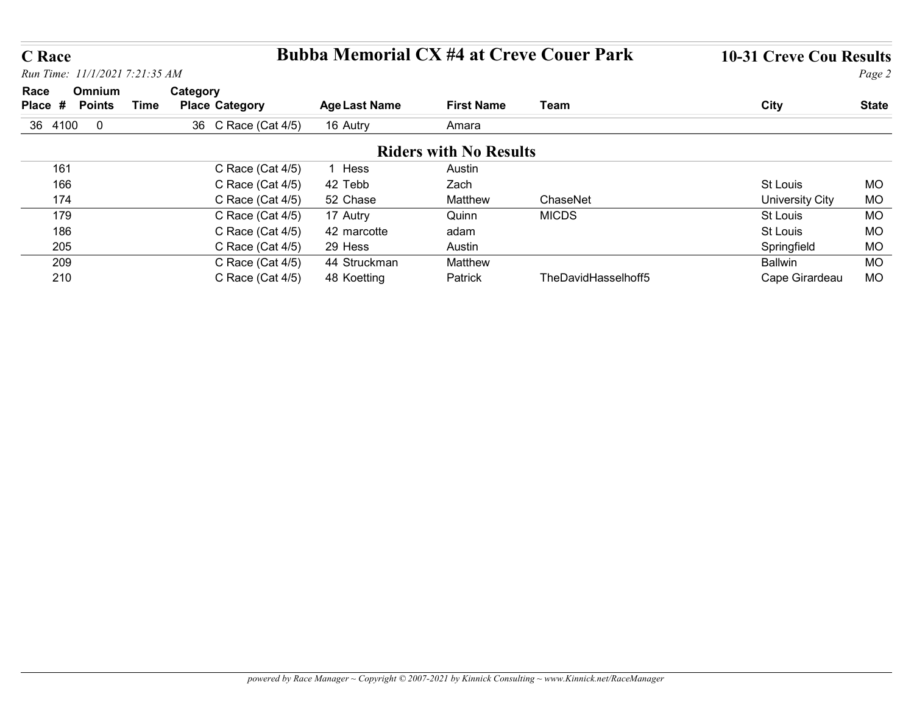## C Race

*Run Time: 11/1/2021 7:21:35 AM*

# Bubba Memorial CX #4 at Creve Couer Park

## 10-31 Creve Cou Results

| Race Place | # | Omnium Points | Time | Category Place | Category | Age | Last Name | First Name | Team | City | State |
|---|---|---|---|---|---|---|---|---|---|---|---|
| 36 | 4100 | 0 | | 36 | C Race (Cat 4/5) | 16 | Autry | Amara | | | |

### Riders with No Results

| Race Place | # | Omnium Points | Time | Category Place | Category | Age | Last Name | First Name | Team | City | State |
|---|---|---|---|---|---|---|---|---|---|---|---|
| | 161 | | | | C Race (Cat 4/5) | 1 | Hess | Austin | | | |
| | 166 | | | | C Race (Cat 4/5) | 42 | Tebb | Zach | | St Louis | MO |
| | 174 | | | | C Race (Cat 4/5) | 52 | Chase | Matthew | ChaseNet | University City | MO |
| | 179 | | | | C Race (Cat 4/5) | 17 | Autry | Quinn | MICDS | St Louis | MO |
| | 186 | | | | C Race (Cat 4/5) | 42 | marcotte | adam | | St Louis | MO |
| | 205 | | | | C Race (Cat 4/5) | 29 | Hess | Austin | | Springfield | MO |
| | 209 | | | | C Race (Cat 4/5) | 44 | Struckman | Matthew | | Ballwin | MO |
| | 210 | | | | C Race (Cat 4/5) | 48 | Koetting | Patrick | TheDavidHasselhoff5 | Cape Girardeau | MO |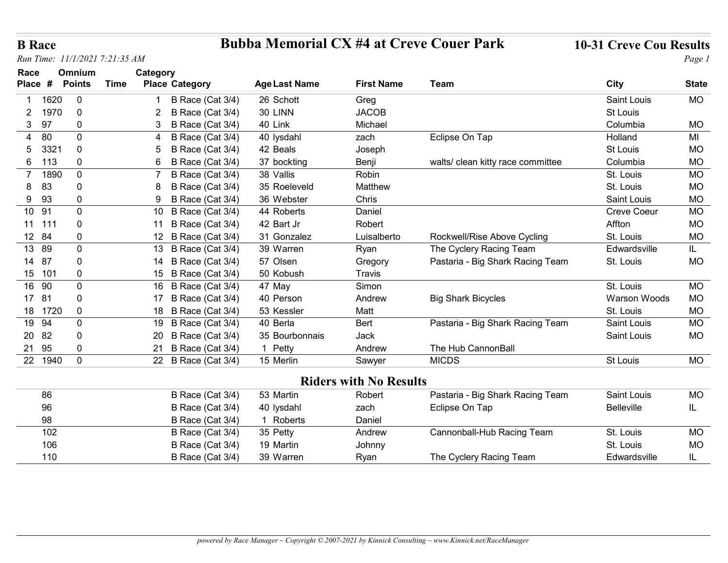# B Race

## Bubba Memorial CX #4 at Creve Couer Park

### 10-31 Creve Cou Results

*Run Time: 11/1/2021 7:21:35 AM*

| Race Place | # | Omnium Points | Time | Category Place | Category | Age | Last Name | First Name | Team | City | State |
|---|---|---|---|---|---|---|---|---|---|---|---|
| 1 | 1620 | 0 | | 1 | B Race (Cat 3/4) | 26 | Schott | Greg | | Saint Louis | MO |
| 2 | 1970 | 0 | | 2 | B Race (Cat 3/4) | 30 | LINN | JACOB | | St Louis | |
| 3 | 97 | 0 | | 3 | B Race (Cat 3/4) | 40 | Link | Michael | | Columbia | MO |
| 4 | 80 | 0 | | 4 | B Race (Cat 3/4) | 40 | lysdahl | zach | Eclipse On Tap | Holland | MI |
| 5 | 3321 | 0 | | 5 | B Race (Cat 3/4) | 42 | Beals | Joseph | | St Louis | MO |
| 6 | 113 | 0 | | 6 | B Race (Cat 3/4) | 37 | bockting | Benji | walts/ clean kitty race committee | Columbia | MO |
| 7 | 1890 | 0 | | 7 | B Race (Cat 3/4) | 38 | Vallis | Robin | | St. Louis | MO |
| 8 | 83 | 0 | | 8 | B Race (Cat 3/4) | 35 | Roeleveld | Matthew | | St. Louis | MO |
| 9 | 93 | 0 | | 9 | B Race (Cat 3/4) | 36 | Webster | Chris | | Saint Louis | MO |
| 10 | 91 | 0 | | 10 | B Race (Cat 3/4) | 44 | Roberts | Daniel | | Creve Coeur | MO |
| 11 | 111 | 0 | | 11 | B Race (Cat 3/4) | 42 | Bart Jr | Robert | | Affton | MO |
| 12 | 84 | 0 | | 12 | B Race (Cat 3/4) | 31 | Gonzalez | Luisalberto | Rockwell/Rise Above Cycling | St. Louis | MO |
| 13 | 89 | 0 | | 13 | B Race (Cat 3/4) | 39 | Warren | Ryan | The Cyclery Racing Team | Edwardsville | IL |
| 14 | 87 | 0 | | 14 | B Race (Cat 3/4) | 57 | Olsen | Gregory | Pastaria - Big Shark Racing Team | St. Louis | MO |
| 15 | 101 | 0 | | 15 | B Race (Cat 3/4) | 50 | Kobush | Travis | | | |
| 16 | 90 | 0 | | 16 | B Race (Cat 3/4) | 47 | May | Simon | | St. Louis | MO |
| 17 | 81 | 0 | | 17 | B Race (Cat 3/4) | 40 | Person | Andrew | Big Shark Bicycles | Warson Woods | MO |
| 18 | 1720 | 0 | | 18 | B Race (Cat 3/4) | 53 | Kessler | Matt | | St. Louis | MO |
| 19 | 94 | 0 | | 19 | B Race (Cat 3/4) | 40 | Berla | Bert | Pastaria - Big Shark Racing Team | Saint Louis | MO |
| 20 | 82 | 0 | | 20 | B Race (Cat 3/4) | 35 | Bourbonnais | Jack | | Saint Louis | MO |
| 21 | 95 | 0 | | 21 | B Race (Cat 3/4) | 1 | Petty | Andrew | The Hub CannonBall | | |
| 22 | 1940 | 0 | | 22 | B Race (Cat 3/4) | 15 | Merlin | Sawyer | MICDS | St Louis | MO |

## Riders with No Results

| # | Category | Age | Last Name | First Name | Team | City | State |
|---|---|---|---|---|---|---|---|
| 86 | B Race (Cat 3/4) | 53 | Martin | Robert | Pastaria - Big Shark Racing Team | Saint Louis | MO |
| 96 | B Race (Cat 3/4) | 40 | lysdahl | zach | Eclipse On Tap | Belleville | IL |
| 98 | B Race (Cat 3/4) | 1 | Roberts | Daniel | | | |
| 102 | B Race (Cat 3/4) | 35 | Petty | Andrew | Cannonball-Hub Racing Team | St. Louis | MO |
| 106 | B Race (Cat 3/4) | 19 | Martin | Johnny | | St. Louis | MO |
| 110 | B Race (Cat 3/4) | 39 | Warren | Ryan | The Cyclery Racing Team | Edwardsville | IL |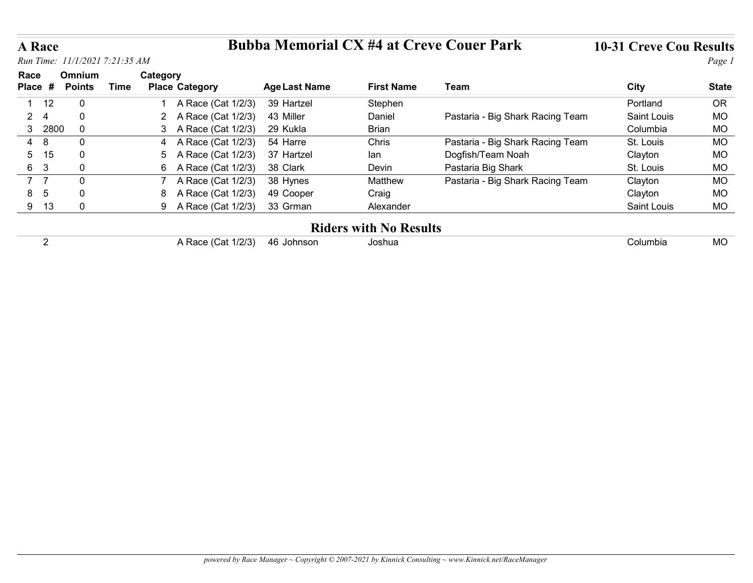# A Race

## Bubba Memorial CX #4 at Creve Couer Park

**10-31 Creve Cou Results**

*Run Time: 11/1/2021 7:21:35 AM*

| Race Place | # | Omnium Points | Time | Category Place | Category | Age | Last Name | First Name | Team | City | State |
|---|---|---|---|---|---|---|---|---|---|---|---|
| 1 | 12 | 0 | | 1 | A Race (Cat 1/2/3) | 39 | Hartzel | Stephen | | Portland | OR |
| 2 | 4 | 0 | | 2 | A Race (Cat 1/2/3) | 43 | Miller | Daniel | Pastaria - Big Shark Racing Team | Saint Louis | MO |
| 3 | 2800 | 0 | | 3 | A Race (Cat 1/2/3) | 29 | Kukla | Brian | | Columbia | MO |
| 4 | 8 | 0 | | 4 | A Race (Cat 1/2/3) | 54 | Harre | Chris | Pastaria - Big Shark Racing Team | St. Louis | MO |
| 5 | 15 | 0 | | 5 | A Race (Cat 1/2/3) | 37 | Hartzel | Ian | Dogfish/Team Noah | Clayton | MO |
| 6 | 3 | 0 | | 6 | A Race (Cat 1/2/3) | 38 | Clark | Devin | Pastaria Big Shark | St. Louis | MO |
| 7 | 7 | 0 | | 7 | A Race (Cat 1/2/3) | 38 | Hynes | Matthew | Pastaria - Big Shark Racing Team | Clayton | MO |
| 8 | 5 | 0 | | 8 | A Race (Cat 1/2/3) | 49 | Cooper | Craig | | Clayton | MO |
| 9 | 13 | 0 | | 9 | A Race (Cat 1/2/3) | 33 | Grman | Alexander | | Saint Louis | MO |

### Riders with No Results

| Race Place | # | Omnium Points | Time | Category Place | Category | Age | Last Name | First Name | Team | City | State |
|---|---|---|---|---|---|---|---|---|---|---|---|
| | 2 | | | | A Race (Cat 1/2/3) | 46 | Johnson | Joshua | | Columbia | MO |

*powered by Race Manager ~ Copyright © 2007-2021 by Kinnick Consulting ~ www.Kinnick.net/RaceManager*